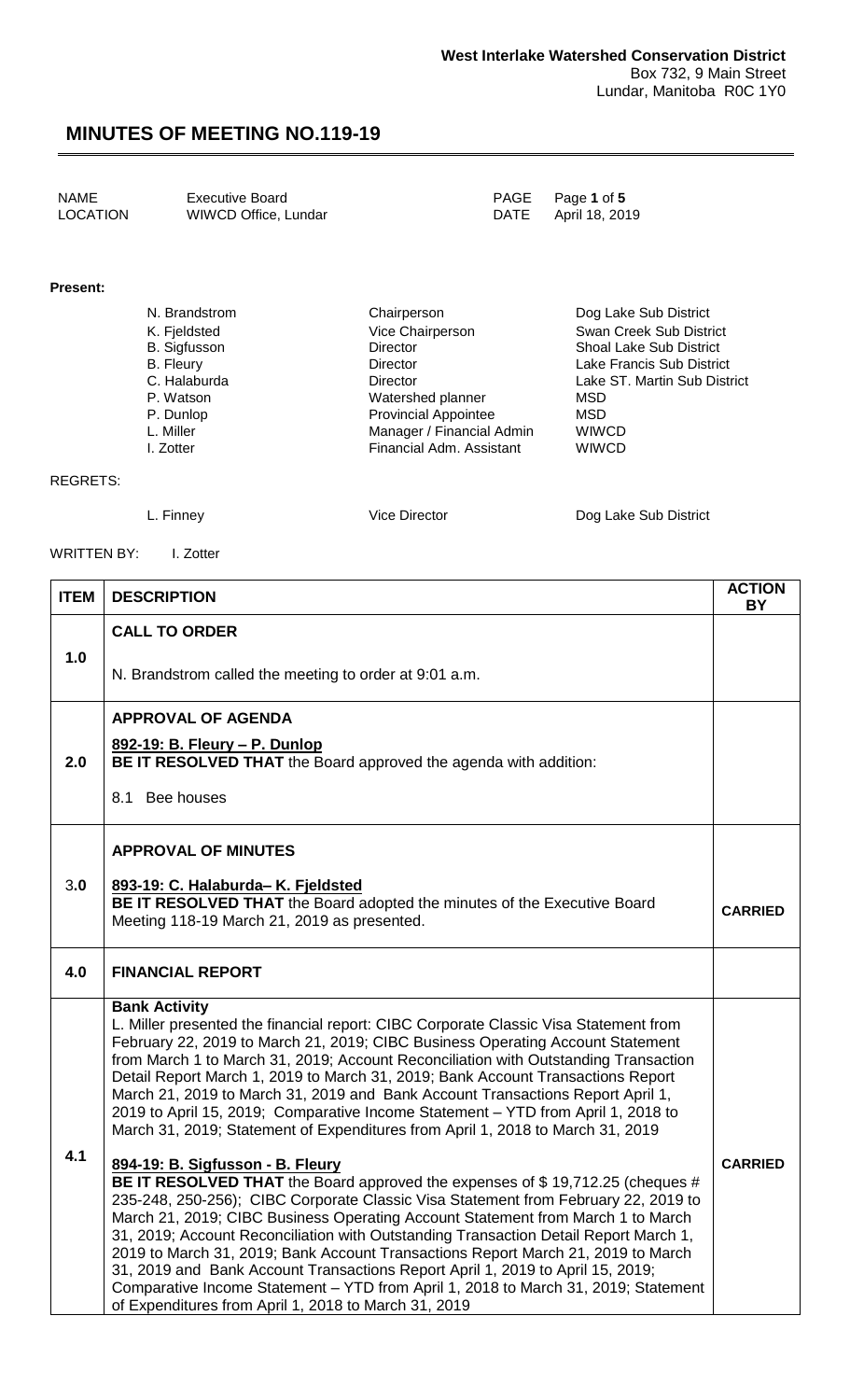**West Interlake Watershed Conservation District**
Box 732, 9 Main Street
Lundar, Manitoba R0C 1Y0

# MINUTES OF MEETING NO.119-19

| | | | |
|---|---|---|---|
| NAME | Executive Board | PAGE | Page **1** of **5** |
| LOCATION | WIWCD Office, Lundar | DATE | April 18, 2019 |

**Present:**

| | | |
|---|---|---|
| N. Brandstrom | Chairperson | Dog Lake Sub District |
| K. Fjeldsted | Vice Chairperson | Swan Creek Sub District |
| B. Sigfusson | Director | Shoal Lake Sub District |
| B. Fleury | Director | Lake Francis Sub District |
| C. Halaburda | Director | Lake ST. Martin Sub District |
| P. Watson | Watershed planner | MSD |
| P. Dunlop | Provincial Appointee | MSD |
| L. Miller | Manager / Financial Admin | WIWCD |
| I. Zotter | Financial Adm. Assistant | WIWCD |

REGRETS:

| | | |
|---|---|---|
| L. Finney | Vice Director | Dog Lake Sub District |

WRITTEN BY: I. Zotter

| ITEM | DESCRIPTION | ACTION BY |
|---|---|---|
| 1.0 | **CALL TO ORDER**<br><br>N. Brandstrom called the meeting to order at 9:01 a.m. | |
| 2.0 | **APPROVAL OF AGENDA**<br><br>**892-19: B. Fleury – P. Dunlop**<br>**BE IT RESOLVED THAT** the Board approved the agenda with addition:<br><br>8.1 Bee houses | |
| 3.0 | **APPROVAL OF MINUTES**<br><br>**893-19: C. Halaburda– K. Fjeldsted**<br>**BE IT RESOLVED THAT** the Board adopted the minutes of the Executive Board Meeting 118-19 March 21, 2019 as presented. | **CARRIED** |
| 4.0 | **FINANCIAL REPORT** | |
| 4.1 | **Bank Activity**<br>L. Miller presented the financial report: CIBC Corporate Classic Visa Statement from February 22, 2019 to March 21, 2019; CIBC Business Operating Account Statement from March 1 to March 31, 2019; Account Reconciliation with Outstanding Transaction Detail Report March 1, 2019 to March 31, 2019; Bank Account Transactions Report March 21, 2019 to March 31, 2019 and Bank Account Transactions Report April 1, 2019 to April 15, 2019; Comparative Income Statement – YTD from April 1, 2018 to March 31, 2019; Statement of Expenditures from April 1, 2018 to March 31, 2019<br><br>**894-19: B. Sigfusson - B. Fleury**<br>**BE IT RESOLVED THAT** the Board approved the expenses of $ 19,712.25 (cheques # 235-248, 250-256); CIBC Corporate Classic Visa Statement from February 22, 2019 to March 21, 2019; CIBC Business Operating Account Statement from March 1 to March 31, 2019; Account Reconciliation with Outstanding Transaction Detail Report March 1, 2019 to March 31, 2019; Bank Account Transactions Report March 21, 2019 to March 31, 2019 and Bank Account Transactions Report April 1, 2019 to April 15, 2019; Comparative Income Statement – YTD from April 1, 2018 to March 31, 2019; Statement of Expenditures from April 1, 2018 to March 31, 2019 | **CARRIED** |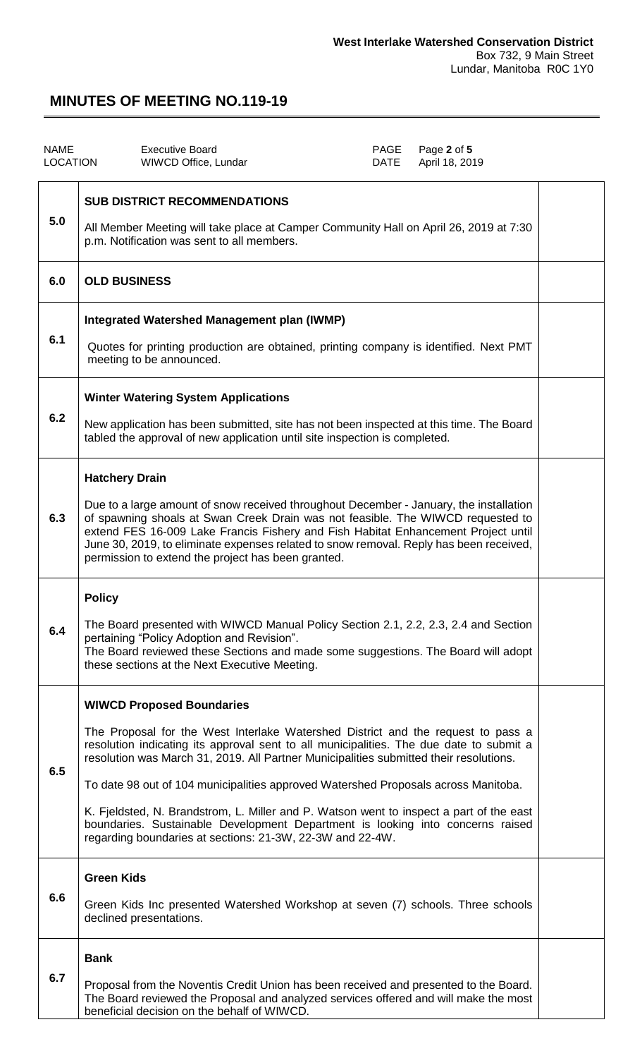# MINUTES OF MEETING NO.119-19

| NAME | Executive Board | PAGE | Page 2 of 5 |
|---|---|---|---|
| LOCATION | WIWCD Office, Lundar | DATE | April 18, 2019 |

| | | |
|---|---|---|
| 5.0 | **SUB DISTRICT RECOMMENDATIONS**<br><br>All Member Meeting will take place at Camper Community Hall on April 26, 2019 at 7:30 p.m. Notification was sent to all members. | |
| 6.0 | **OLD BUSINESS** | |
| 6.1 | **Integrated Watershed Management plan (IWMP)**<br><br>Quotes for printing production are obtained, printing company is identified. Next PMT meeting to be announced. | |
| 6.2 | **Winter Watering System Applications**<br><br>New application has been submitted, site has not been inspected at this time. The Board tabled the approval of new application until site inspection is completed. | |
| 6.3 | **Hatchery Drain**<br><br>Due to a large amount of snow received throughout December - January, the installation of spawning shoals at Swan Creek Drain was not feasible. The WIWCD requested to extend FES 16-009 Lake Francis Fishery and Fish Habitat Enhancement Project until June 30, 2019, to eliminate expenses related to snow removal. Reply has been received, permission to extend the project has been granted. | |
| 6.4 | **Policy**<br><br>The Board presented with WIWCD Manual Policy Section 2.1, 2.2, 2.3, 2.4 and Section pertaining "Policy Adoption and Revision".<br>The Board reviewed these Sections and made some suggestions. The Board will adopt these sections at the Next Executive Meeting. | |
| 6.5 | **WIWCD Proposed Boundaries**<br><br>The Proposal for the West Interlake Watershed District and the request to pass a resolution indicating its approval sent to all municipalities. The due date to submit a resolution was March 31, 2019. All Partner Municipalities submitted their resolutions.<br><br>To date 98 out of 104 municipalities approved Watershed Proposals across Manitoba.<br><br>K. Fjeldsted, N. Brandstrom, L. Miller and P. Watson went to inspect a part of the east boundaries. Sustainable Development Department is looking into concerns raised regarding boundaries at sections: 21-3W, 22-3W and 22-4W. | |
| 6.6 | **Green Kids**<br><br>Green Kids Inc presented Watershed Workshop at seven (7) schools. Three schools declined presentations. | |
| 6.7 | **Bank**<br><br>Proposal from the Noventis Credit Union has been received and presented to the Board. The Board reviewed the Proposal and analyzed services offered and will make the most beneficial decision on the behalf of WIWCD. | |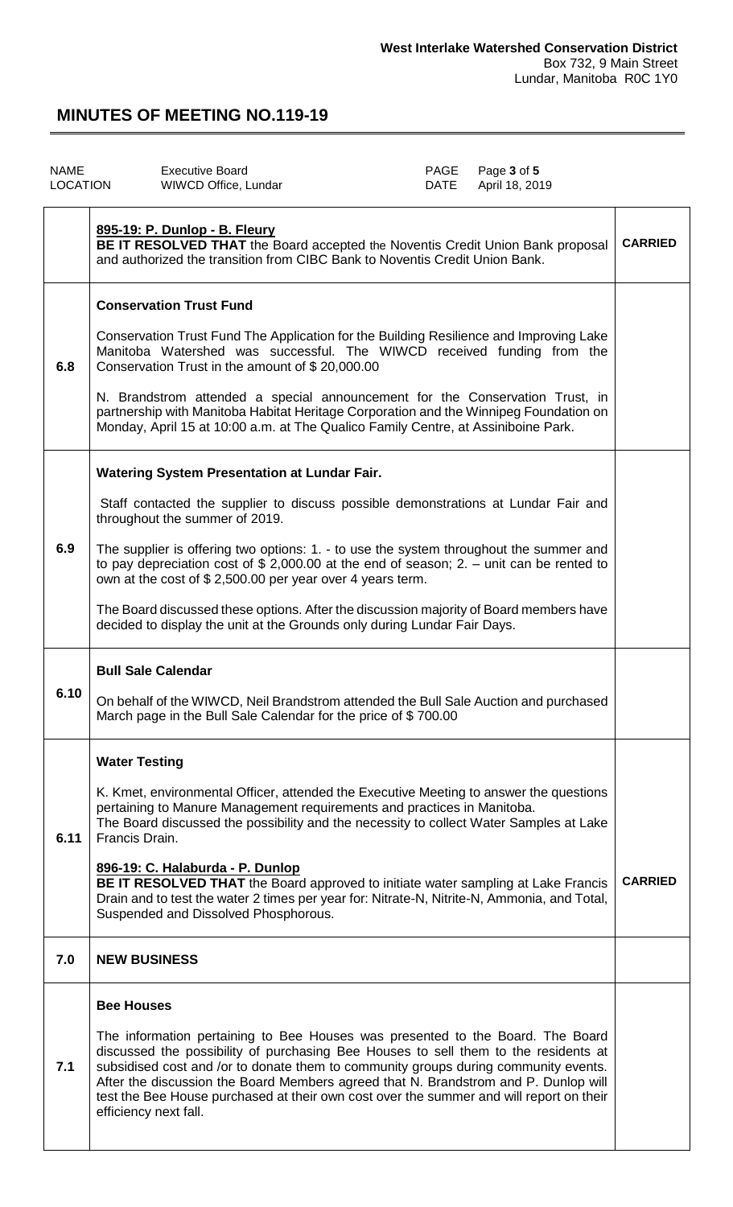**West Interlake Watershed Conservation District**
Box 732, 9 Main Street
Lundar, Manitoba R0C 1Y0

# MINUTES OF MEETING NO.119-19

| NAME | Executive Board | DATE | April 18, 2019 |
|---|---|---|---|
| LOCATION | WIWCD Office, Lundar | | |

| | | |
|---|---|---|
| | **895-19: P. Dunlop - B. Fleury**<br>**BE IT RESOLVED THAT** the Board accepted the Noventis Credit Union Bank proposal and authorized the transition from CIBC Bank to Noventis Credit Union Bank. | **CARRIED** |
| 6.8 | **Conservation Trust Fund**<br><br>Conservation Trust Fund The Application for the Building Resilience and Improving Lake Manitoba Watershed was successful. The WIWCD received funding from the Conservation Trust in the amount of $ 20,000.00<br><br>N. Brandstrom attended a special announcement for the Conservation Trust, in partnership with Manitoba Habitat Heritage Corporation and the Winnipeg Foundation on Monday, April 15 at 10:00 a.m. at The Qualico Family Centre, at Assiniboine Park. | |
| 6.9 | **Watering System Presentation at Lundar Fair.**<br><br>Staff contacted the supplier to discuss possible demonstrations at Lundar Fair and throughout the summer of 2019.<br><br>The supplier is offering two options: 1. - to use the system throughout the summer and to pay depreciation cost of $ 2,000.00 at the end of season; 2. – unit can be rented to own at the cost of $ 2,500.00 per year over 4 years term.<br><br>The Board discussed these options. After the discussion majority of Board members have decided to display the unit at the Grounds only during Lundar Fair Days. | |
| 6.10 | **Bull Sale Calendar**<br><br>On behalf of the WIWCD, Neil Brandstrom attended the Bull Sale Auction and purchased March page in the Bull Sale Calendar for the price of $ 700.00 | |
| 6.11 | **Water Testing**<br><br>K. Kmet, environmental Officer, attended the Executive Meeting to answer the questions pertaining to Manure Management requirements and practices in Manitoba.<br>The Board discussed the possibility and the necessity to collect Water Samples at Lake Francis Drain.<br><br>**896-19: C. Halaburda - P. Dunlop**<br>**BE IT RESOLVED THAT** the Board approved to initiate water sampling at Lake Francis Drain and to test the water 2 times per year for: Nitrate-N, Nitrite-N, Ammonia, and Total, Suspended and Dissolved Phosphorous. | **CARRIED** |
| 7.0 | **NEW BUSINESS** | |
| 7.1 | **Bee Houses**<br><br>The information pertaining to Bee Houses was presented to the Board. The Board discussed the possibility of purchasing Bee Houses to sell them to the residents at subsidised cost and /or to donate them to community groups during community events. After the discussion the Board Members agreed that N. Brandstrom and P. Dunlop will test the Bee House purchased at their own cost over the summer and will report on their efficiency next fall. | |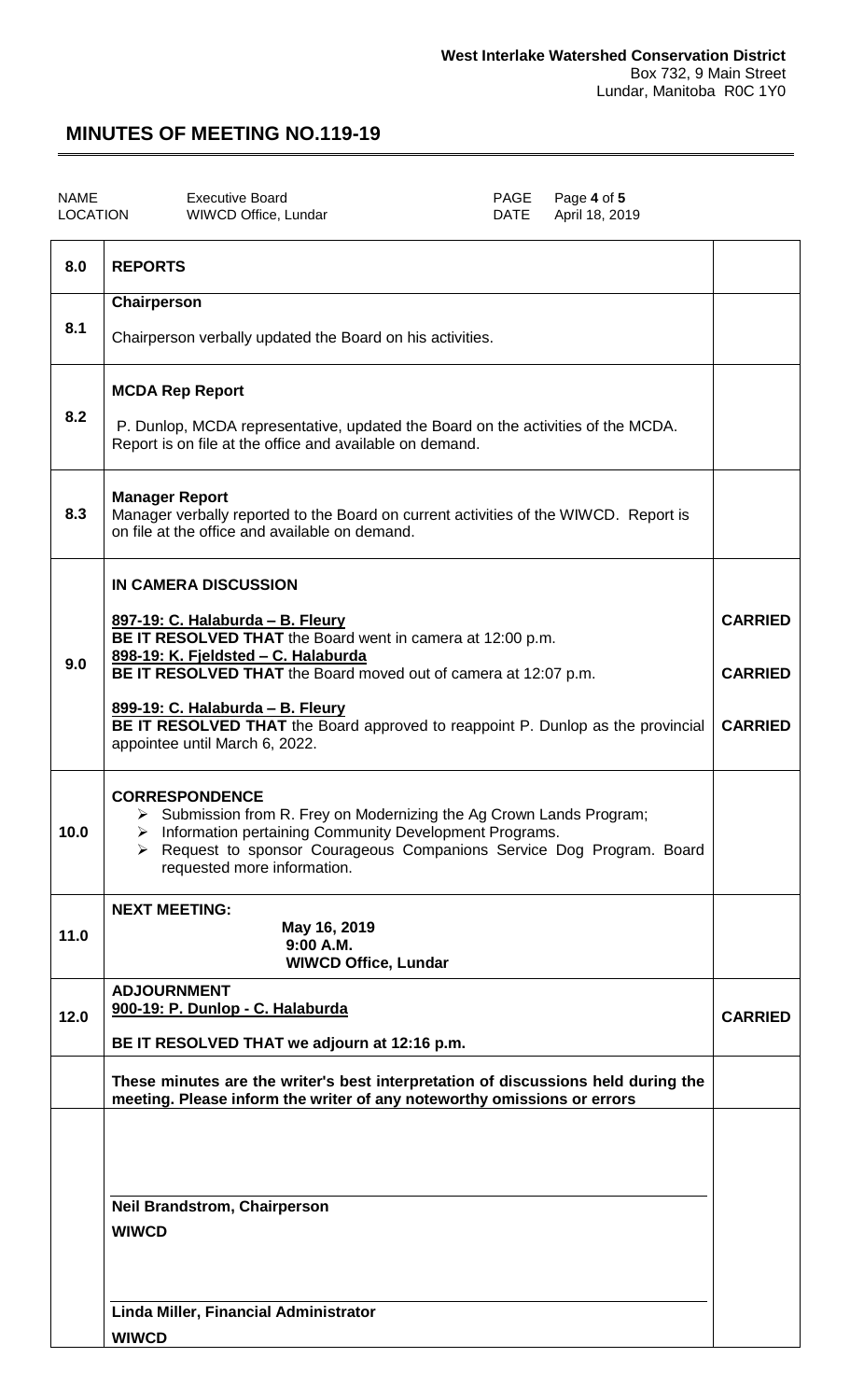**West Interlake Watershed Conservation District**
Box 732, 9 Main Street
Lundar, Manitoba R0C 1Y0

# MINUTES OF MEETING NO.119-19

| NAME | Executive Board | PAGE | Page **4** of **5** |
|---|---|---|---|
| LOCATION | WIWCD Office, Lundar | DATE | April 18, 2019 |

| | | |
|---|---|---|
| **8.0** | **REPORTS** | |
| **8.1** | **Chairperson**<br><br>Chairperson verbally updated the Board on his activities. | |
| **8.2** | **MCDA Rep Report**<br><br>P. Dunlop, MCDA representative, updated the Board on the activities of the MCDA. Report is on file at the office and available on demand. | |
| **8.3** | **Manager Report**<br>Manager verbally reported to the Board on current activities of the WIWCD. Report is on file at the office and available on demand. | |
| **9.0** | **IN CAMERA DISCUSSION**<br><br>**897-19: C. Halaburda – B. Fleury**<br>**BE IT RESOLVED THAT** the Board went in camera at 12:00 p.m. | **CARRIED** |
| | **898-19: K. Fjeldsted – C. Halaburda**<br>**BE IT RESOLVED THAT** the Board moved out of camera at 12:07 p.m. | **CARRIED** |
| | **899-19: C. Halaburda – B. Fleury**<br>**BE IT RESOLVED THAT** the Board approved to reappoint P. Dunlop as the provincial appointee until March 6, 2022. | **CARRIED** |
| **10.0** | **CORRESPONDENCE**<br>➢ Submission from R. Frey on Modernizing the Ag Crown Lands Program;<br>➢ Information pertaining Community Development Programs.<br>➢ Request to sponsor Courageous Companions Service Dog Program. Board requested more information. | |
| **11.0** | **NEXT MEETING:**<br>**May 16, 2019**<br>**9:00 A.M.**<br>**WIWCD Office, Lundar** | |
| **12.0** | **ADJOURNMENT**<br>**900-19: P. Dunlop - C. Halaburda**<br><br>**BE IT RESOLVED THAT we adjourn at 12:16 p.m.** | **CARRIED** |
| | **These minutes are the writer's best interpretation of discussions held during the meeting. Please inform the writer of any noteworthy omissions or errors** | |
| | **Neil Brandstrom, Chairperson**<br>**WIWCD**<br><br>**Linda Miller, Financial Administrator**<br>**WIWCD** | |